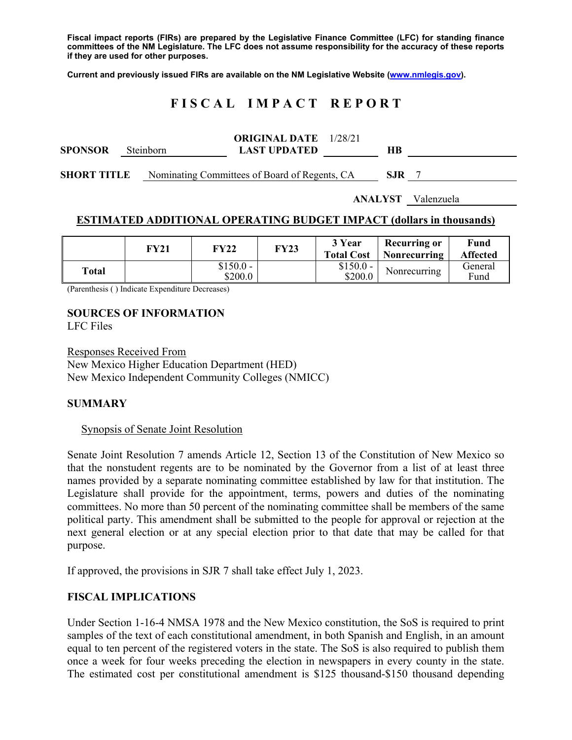**Fiscal impact reports (FIRs) are prepared by the Legislative Finance Committee (LFC) for standing finance committees of the NM Legislature. The LFC does not assume responsibility for the accuracy of these reports if they are used for other purposes.**

**Current and previously issued FIRs are available on the NM Legislative Website (www.nmlegis.gov).**

# F I S C A L   I M P A C T   R E P O R T

**SPONSOR** Steinborn  **ORIGINAL DATE** 1/28/21  **LAST UPDATED**  **HB**

**SHORT TITLE** Nominating Committees of Board of Regents, CA  **SJR** 7

**ANALYST** Valenzuela

## ESTIMATED ADDITIONAL OPERATING BUDGET IMPACT (dollars in thousands)

| | FY21 | FY22 | FY23 | 3 Year Total Cost | Recurring or Nonrecurring | Fund Affected |
|---|---|---|---|---|---|---|
| **Total** | | $150.0 - $200.0 | | $150.0 - $200.0 | Nonrecurring | General Fund |

(Parenthesis ( ) Indicate Expenditure Decreases)

**SOURCES OF INFORMATION**
LFC Files

Responses Received From
New Mexico Higher Education Department (HED)
New Mexico Independent Community Colleges (NMICC)

## SUMMARY

Synopsis of Senate Joint Resolution

Senate Joint Resolution 7 amends Article 12, Section 13 of the Constitution of New Mexico so that the nonstudent regents are to be nominated by the Governor from a list of at least three names provided by a separate nominating committee established by law for that institution. The Legislature shall provide for the appointment, terms, powers and duties of the nominating committees. No more than 50 percent of the nominating committee shall be members of the same political party. This amendment shall be submitted to the people for approval or rejection at the next general election or at any special election prior to that date that may be called for that purpose.

If approved, the provisions in SJR 7 shall take effect July 1, 2023.

## FISCAL IMPLICATIONS

Under Section 1-16-4 NMSA 1978 and the New Mexico constitution, the SoS is required to print samples of the text of each constitutional amendment, in both Spanish and English, in an amount equal to ten percent of the registered voters in the state. The SoS is also required to publish them once a week for four weeks preceding the election in newspapers in every county in the state. The estimated cost per constitutional amendment is $125 thousand-$150 thousand depending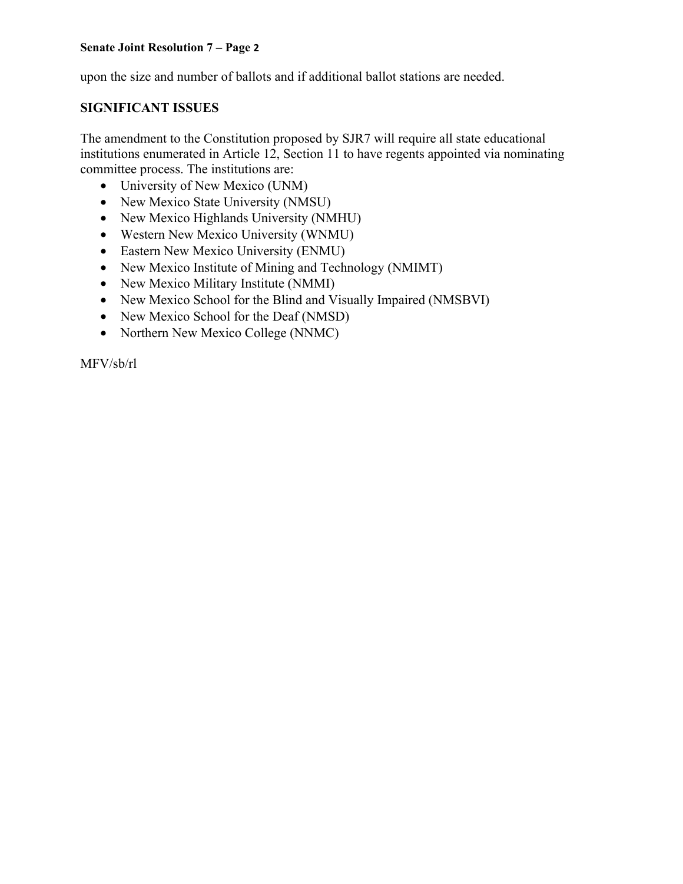upon the size and number of ballots and if additional ballot stations are needed.

**SIGNIFICANT ISSUES**

The amendment to the Constitution proposed by SJR7 will require all state educational institutions enumerated in Article 12, Section 11 to have regents appointed via nominating committee process. The institutions are:

- University of New Mexico (UNM)
- New Mexico State University (NMSU)
- New Mexico Highlands University (NMHU)
- Western New Mexico University (WNMU)
- Eastern New Mexico University (ENMU)
- New Mexico Institute of Mining and Technology (NMIMT)
- New Mexico Military Institute (NMMI)
- New Mexico School for the Blind and Visually Impaired (NMSBVI)
- New Mexico School for the Deaf (NMSD)
- Northern New Mexico College (NNMC)

MFV/sb/rl